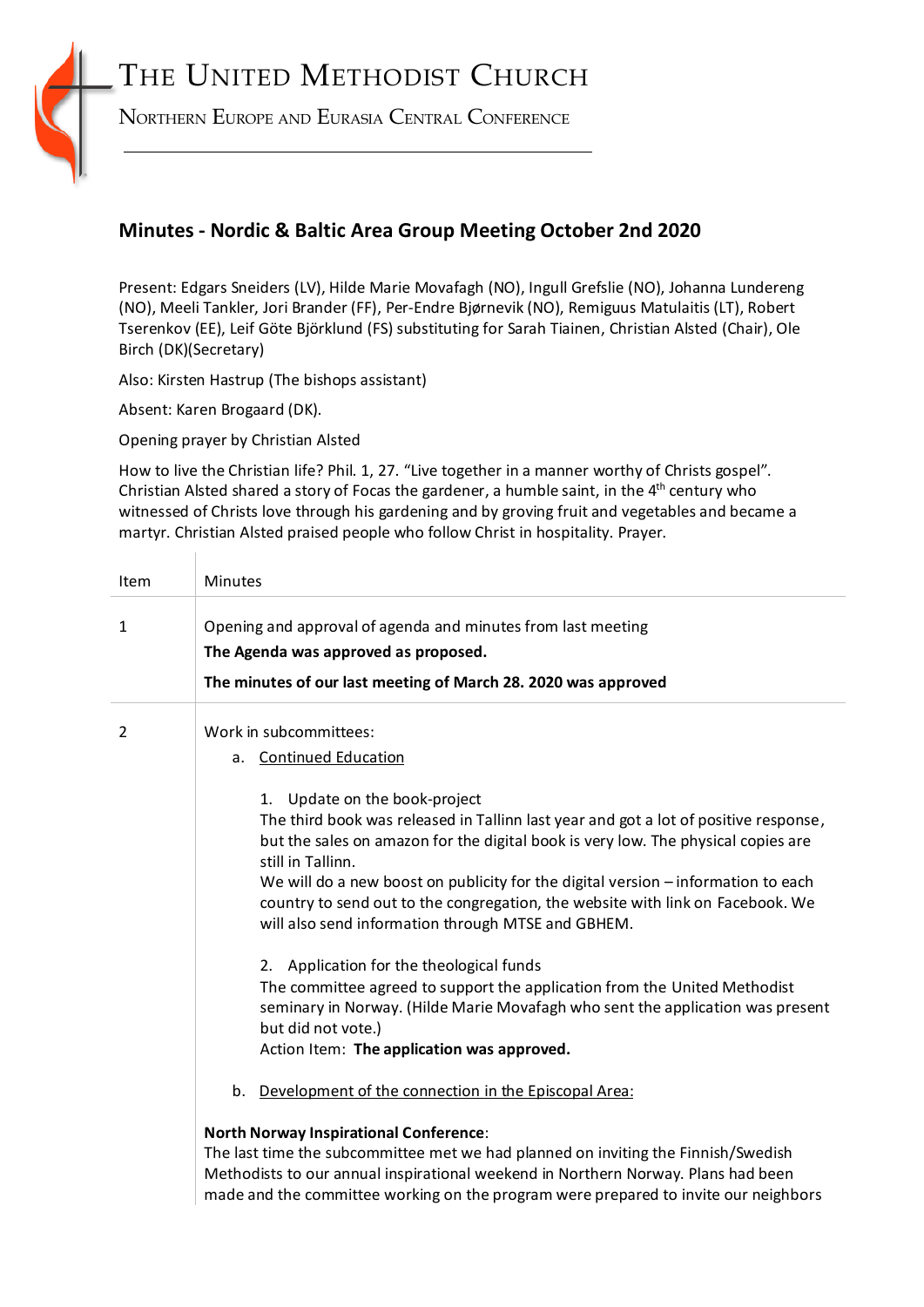# THE UNITED METHODIST CHURCH

NORTHERN EUROPE AND EURASIA CENTRAL CONFERENCE

## Minutes - Nordic & Baltic Area Group Meeting October 2nd 2020

Present: Edgars Sneiders (LV), Hilde Marie Movafagh (NO), Ingull Grefslie (NO), Johanna Lundereng (NO), Meeli Tankler, Jori Brander (FF), Per-Endre Bjørnevik (NO), Remiguus Matulaitis (LT), Robert Tserenkov (EE), Leif Göte Björklund (FS) substituting for Sarah Tiainen, Christian Alsted (Chair), Ole Birch (DK)(Secretary)

Also: Kirsten Hastrup (The bishops assistant)

Absent: Karen Brogaard (DK).

Opening prayer by Christian Alsted

How to live the Christian life? Phil. 1, 27. "Live together in a manner worthy of Christs gospel". Christian Alsted shared a story of Focas the gardener, a humble saint, in the 4th century who witnessed of Christs love through his gardening and by groving fruit and vegetables and became a martyr. Christian Alsted praised people who follow Christ in hospitality. Prayer.

| Item | Minutes |
|---|---|
| 1 | Opening and approval of agenda and minutes from last meeting<br>**The Agenda was approved as proposed.**<br>**The minutes of our last meeting of March 28. 2020 was approved** |
| 2 | Work in subcommittees:<br>a. Continued Education<br>1. Update on the book-project<br>The third book was released in Tallinn last year and got a lot of positive response, but the sales on amazon for the digital book is very low. The physical copies are still in Tallinn.<br>We will do a new boost on publicity for the digital version – information to each country to send out to the congregation, the website with link on Facebook. We will also send information through MTSE and GBHEM.<br>2. Application for the theological funds<br>The committee agreed to support the application from the United Methodist seminary in Norway. (Hilde Marie Movafagh who sent the application was present but did not vote.)<br>Action Item: **The application was approved.**<br>b. Development of the connection in the Episcopal Area:<br>**North Norway Inspirational Conference**:<br>The last time the subcommittee met we had planned on inviting the Finnish/Swedish Methodists to our annual inspirational weekend in Northern Norway. Plans had been made and the committee working on the program were prepared to invite our neighbors |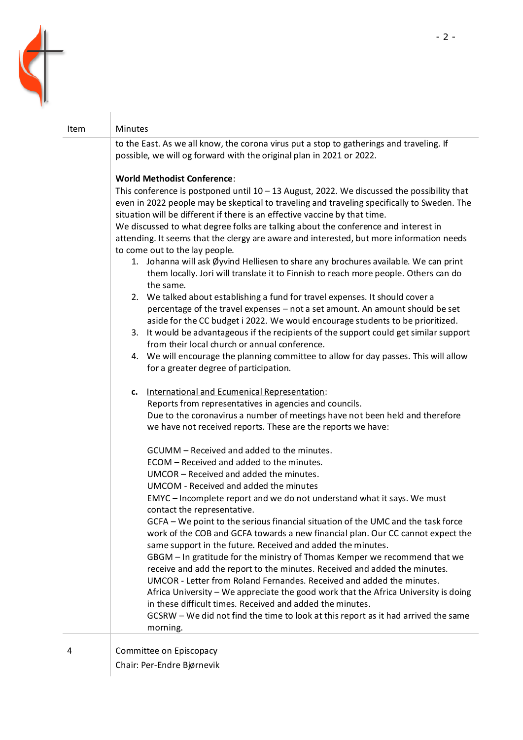| Item | Minutes |
|---|---|
| | to the East. As we all know, the corona virus put a stop to gatherings and traveling. If possible, we will og forward with the original plan in 2021 or 2022.<br><br>**World Methodist Conference**:<br>This conference is postponed until 10 – 13 August, 2022. We discussed the possibility that even in 2022 people may be skeptical to traveling and traveling specifically to Sweden. The situation will be different if there is an effective vaccine by that time.<br>We discussed to what degree folks are talking about the conference and interest in attending. It seems that the clergy are aware and interested, but more information needs to come out to the lay people.<br>1. Johanna will ask Øyvind Helliesen to share any brochures available. We can print them locally. Jori will translate it to Finnish to reach more people. Others can do the same.<br>2. We talked about establishing a fund for travel expenses. It should cover a percentage of the travel expenses – not a set amount. An amount should be set aside for the CC budget i 2022. We would encourage students to be prioritized.<br>3. It would be advantageous if the recipients of the support could get similar support from their local church or annual conference.<br>4. We will encourage the planning committee to allow for day passes. This will allow for a greater degree of participation.<br><br>**c.** <u>International and Ecumenical Representation</u>:<br>Reports from representatives in agencies and councils.<br>Due to the coronavirus a number of meetings have not been held and therefore we have not received reports. These are the reports we have:<br><br>GCUMM – Received and added to the minutes.<br>ECOM – Received and added to the minutes.<br>UMCOR – Received and added the minutes.<br>UMCOM - Received and added the minutes<br>EMYC – Incomplete report and we do not understand what it says. We must contact the representative.<br>GCFA – We point to the serious financial situation of the UMC and the task force work of the COB and GCFA towards a new financial plan. Our CC cannot expect the same support in the future. Received and added the minutes.<br>GBGM – In gratitude for the ministry of Thomas Kemper we recommend that we receive and add the report to the minutes. Received and added the minutes.<br>UMCOR - Letter from Roland Fernandes. Received and added the minutes.<br>Africa University – We appreciate the good work that the Africa University is doing in these difficult times. Received and added the minutes.<br>GCSRW – We did not find the time to look at this report as it had arrived the same morning. |
| 4 | Committee on Episcopacy<br>Chair: Per-Endre Bjørnevik |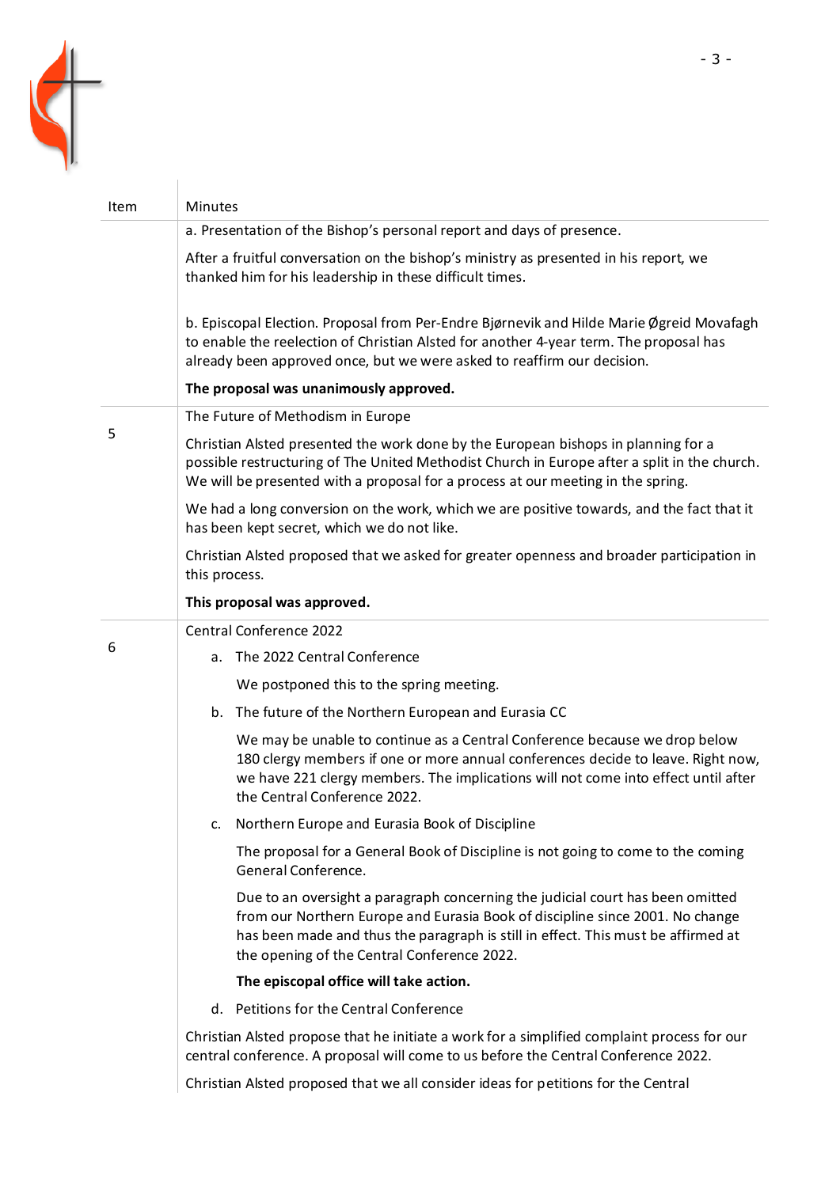| Item | Minutes |
| --- | --- |
| | a. Presentation of the Bishop's personal report and days of presence.<br><br>After a fruitful conversation on the bishop's ministry as presented in his report, we thanked him for his leadership in these difficult times.<br><br>b. Episcopal Election. Proposal from Per-Endre Bjørnevik and Hilde Marie Øgreid Movafagh to enable the reelection of Christian Alsted for another 4-year term. The proposal has already been approved once, but we were asked to reaffirm our decision.<br><br>**The proposal was unanimously approved.** |
| 5 | The Future of Methodism in Europe<br><br>Christian Alsted presented the work done by the European bishops in planning for a possible restructuring of The United Methodist Church in Europe after a split in the church. We will be presented with a proposal for a process at our meeting in the spring.<br><br>We had a long conversion on the work, which we are positive towards, and the fact that it has been kept secret, which we do not like.<br><br>Christian Alsted proposed that we asked for greater openness and broader participation in this process.<br><br>**This proposal was approved.** |
| 6 | Central Conference 2022<br><br>a. The 2022 Central Conference<br><br>We postponed this to the spring meeting.<br><br>b. The future of the Northern European and Eurasia CC<br><br>We may be unable to continue as a Central Conference because we drop below 180 clergy members if one or more annual conferences decide to leave. Right now, we have 221 clergy members. The implications will not come into effect until after the Central Conference 2022.<br><br>c. Northern Europe and Eurasia Book of Discipline<br><br>The proposal for a General Book of Discipline is not going to come to the coming General Conference.<br><br>Due to an oversight a paragraph concerning the judicial court has been omitted from our Northern Europe and Eurasia Book of discipline since 2001. No change has been made and thus the paragraph is still in effect. This must be affirmed at the opening of the Central Conference 2022.<br><br>**The episcopal office will take action.**<br><br>d. Petitions for the Central Conference<br><br>Christian Alsted propose that he initiate a work for a simplified complaint process for our central conference. A proposal will come to us before the Central Conference 2022.<br><br>Christian Alsted proposed that we all consider ideas for petitions for the Central |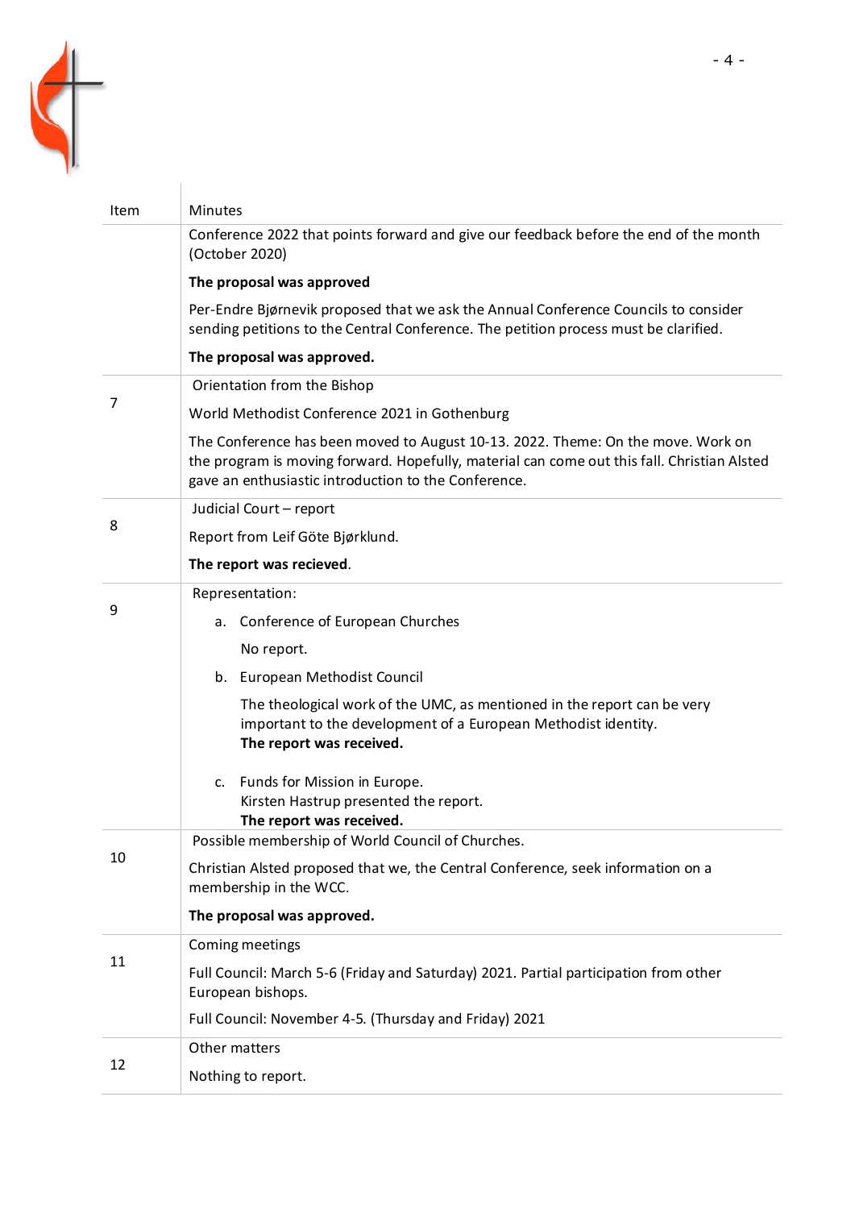| Item | Minutes |
|---|---|
| | Conference 2022 that points forward and give our feedback before the end of the month (October 2020)<br><br>**The proposal was approved**<br><br>Per-Endre Bjørnevik proposed that we ask the Annual Conference Councils to consider sending petitions to the Central Conference. The petition process must be clarified.<br><br>**The proposal was approved.** |
| 7 | Orientation from the Bishop<br><br>World Methodist Conference 2021 in Gothenburg<br><br>The Conference has been moved to August 10-13. 2022. Theme: On the move. Work on the program is moving forward. Hopefully, material can come out this fall. Christian Alsted gave an enthusiastic introduction to the Conference. |
| 8 | Judicial Court – report<br><br>Report from Leif Göte Bjørklund.<br><br>**The report was recieved**. |
| 9 | Representation:<br><br>a. Conference of European Churches<br><br>No report.<br><br>b. European Methodist Council<br><br>The theological work of the UMC, as mentioned in the report can be very important to the development of a European Methodist identity.<br>**The report was received.**<br><br>c. Funds for Mission in Europe.<br>Kirsten Hastrup presented the report.<br>**The report was received.** |
| 10 | Possible membership of World Council of Churches.<br><br>Christian Alsted proposed that we, the Central Conference, seek information on a membership in the WCC.<br><br>**The proposal was approved.** |
| 11 | Coming meetings<br><br>Full Council: March 5-6 (Friday and Saturday) 2021. Partial participation from other European bishops.<br><br>Full Council: November 4-5. (Thursday and Friday) 2021 |
| 12 | Other matters<br><br>Nothing to report. |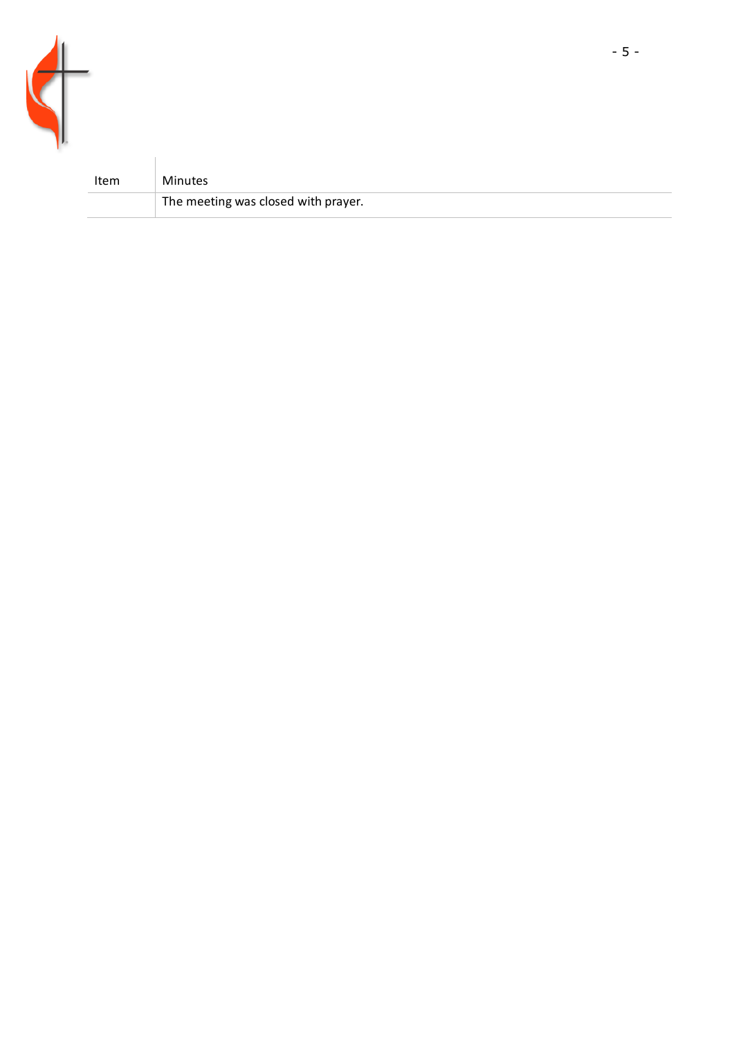| Item | Minutes |
|---|---|
| | The meeting was closed with prayer. |